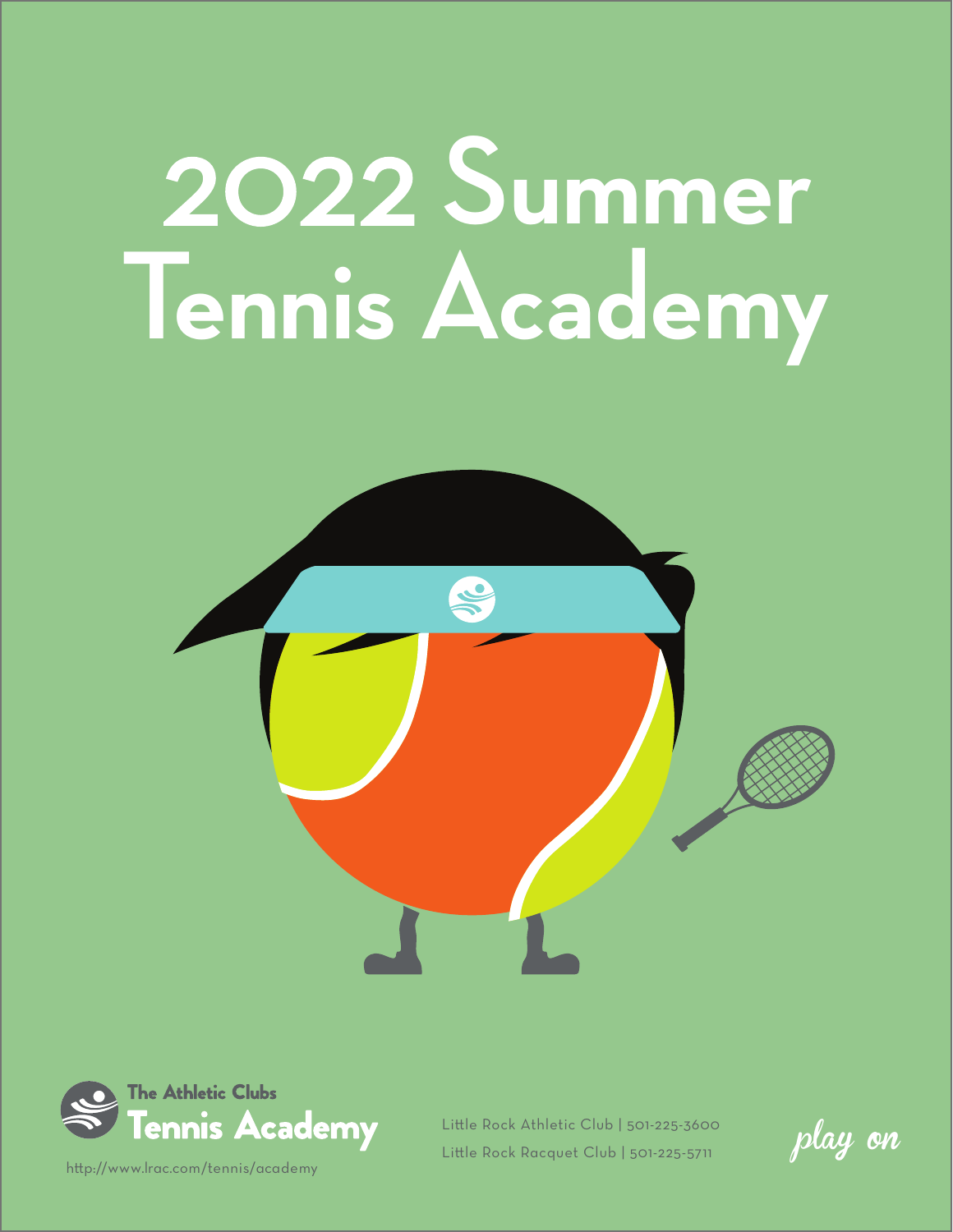# 2022 Summer Tennis Academy

The Athletic Clubs
**Tennis Academy**

http://www.lrac.com/tennis/academy

Little Rock Athletic Club | 501-225-3600

Little Rock Racquet Club | 501-225-5711

*play on*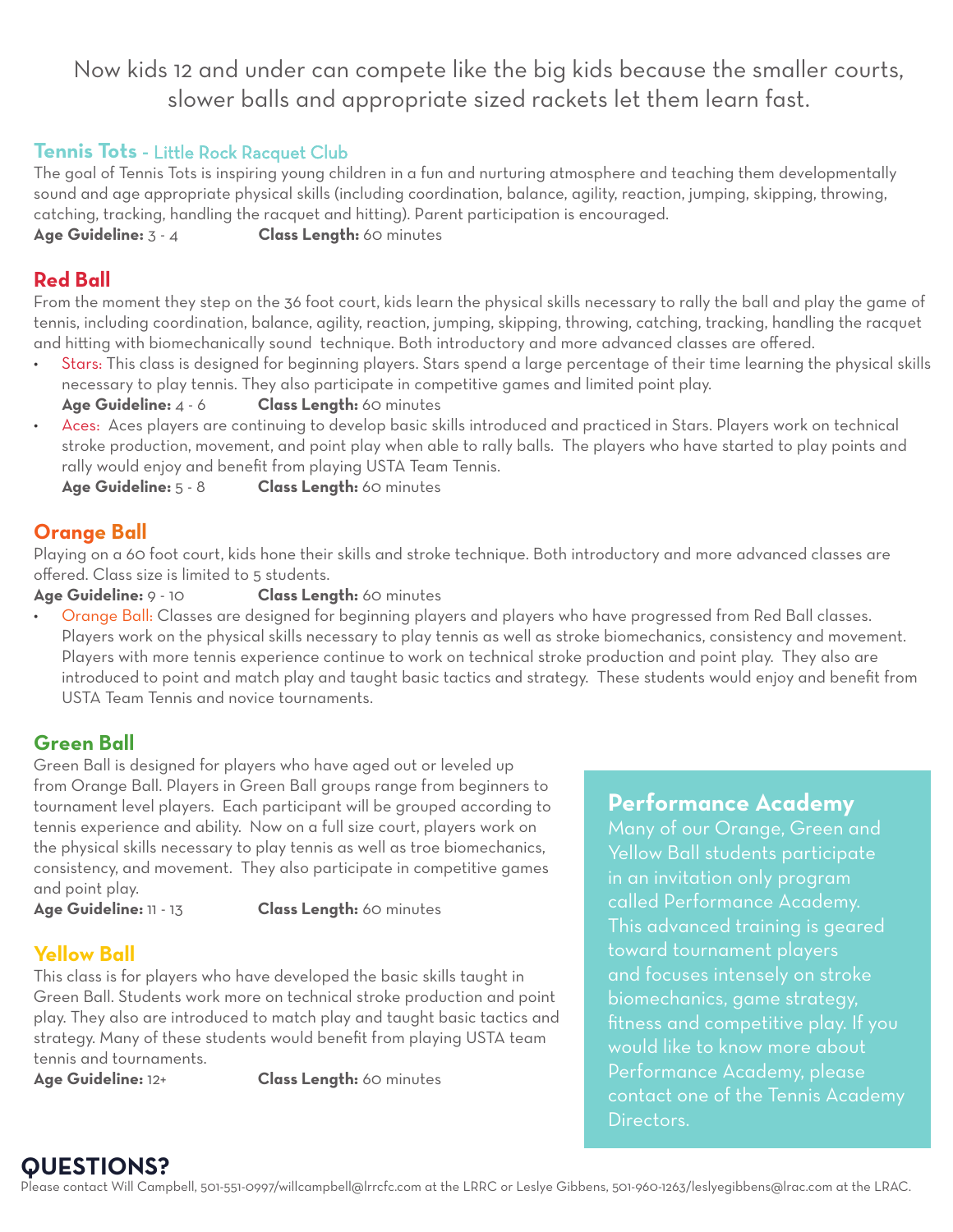Now kids 12 and under can compete like the big kids because the smaller courts, slower balls and appropriate sized rackets let them learn fast.

## Tennis Tots - Little Rock Racquet Club

The goal of Tennis Tots is inspiring young children in a fun and nurturing atmosphere and teaching them developmentally sound and age appropriate physical skills (including coordination, balance, agility, reaction, jumping, skipping, throwing, catching, tracking, handling the racquet and hitting). Parent participation is encouraged.

**Age Guideline:** 3 - 4 **Class Length:** 60 minutes

## Red Ball

From the moment they step on the 36 foot court, kids learn the physical skills necessary to rally the ball and play the game of tennis, including coordination, balance, agility, reaction, jumping, skipping, throwing, catching, tracking, handling the racquet and hitting with biomechanically sound technique. Both introductory and more advanced classes are offered.

- Stars: This class is designed for beginning players. Stars spend a large percentage of their time learning the physical skills necessary to play tennis. They also participate in competitive games and limited point play.
  **Age Guideline:** 4 - 6 **Class Length:** 60 minutes
- Aces: Aces players are continuing to develop basic skills introduced and practiced in Stars. Players work on technical stroke production, movement, and point play when able to rally balls. The players who have started to play points and rally would enjoy and benefit from playing USTA Team Tennis.
  **Age Guideline:** 5 - 8 **Class Length:** 60 minutes

## Orange Ball

Playing on a 60 foot court, kids hone their skills and stroke technique. Both introductory and more advanced classes are offered. Class size is limited to 5 students.

**Age Guideline:** 9 - 10 **Class Length:** 60 minutes

- Orange Ball: Classes are designed for beginning players and players who have progressed from Red Ball classes. Players work on the physical skills necessary to play tennis as well as stroke biomechanics, consistency and movement. Players with more tennis experience continue to work on technical stroke production and point play. They also are introduced to point and match play and taught basic tactics and strategy. These students would enjoy and benefit from USTA Team Tennis and novice tournaments.

## Green Ball

Green Ball is designed for players who have aged out or leveled up from Orange Ball. Players in Green Ball groups range from beginners to tournament level players. Each participant will be grouped according to tennis experience and ability. Now on a full size court, players work on the physical skills necessary to play tennis as well as troe biomechanics, consistency, and movement. They also participate in competitive games and point play.

**Age Guideline:** 11 - 13 **Class Length:** 60 minutes

## Yellow Ball

This class is for players who have developed the basic skills taught in Green Ball. Students work more on technical stroke production and point play. They also are introduced to match play and taught basic tactics and strategy. Many of these students would benefit from playing USTA team tennis and tournaments.

**Age Guideline:** 12+ **Class Length:** 60 minutes

## Performance Academy

Many of our Orange, Green and Yellow Ball students participate in an invitation only program called Performance Academy. This advanced training is geared toward tournament players and focuses intensely on stroke biomechanics, game strategy, fitness and competitive play. If you would like to know more about Performance Academy, please contact one of the Tennis Academy Directors.

## QUESTIONS?

Please contact Will Campbell, 501-551-0997/willcampbell@lrrcfc.com at the LRRC or Leslye Gibbens, 501-960-1263/leslyegibbens@lrac.com at the LRAC.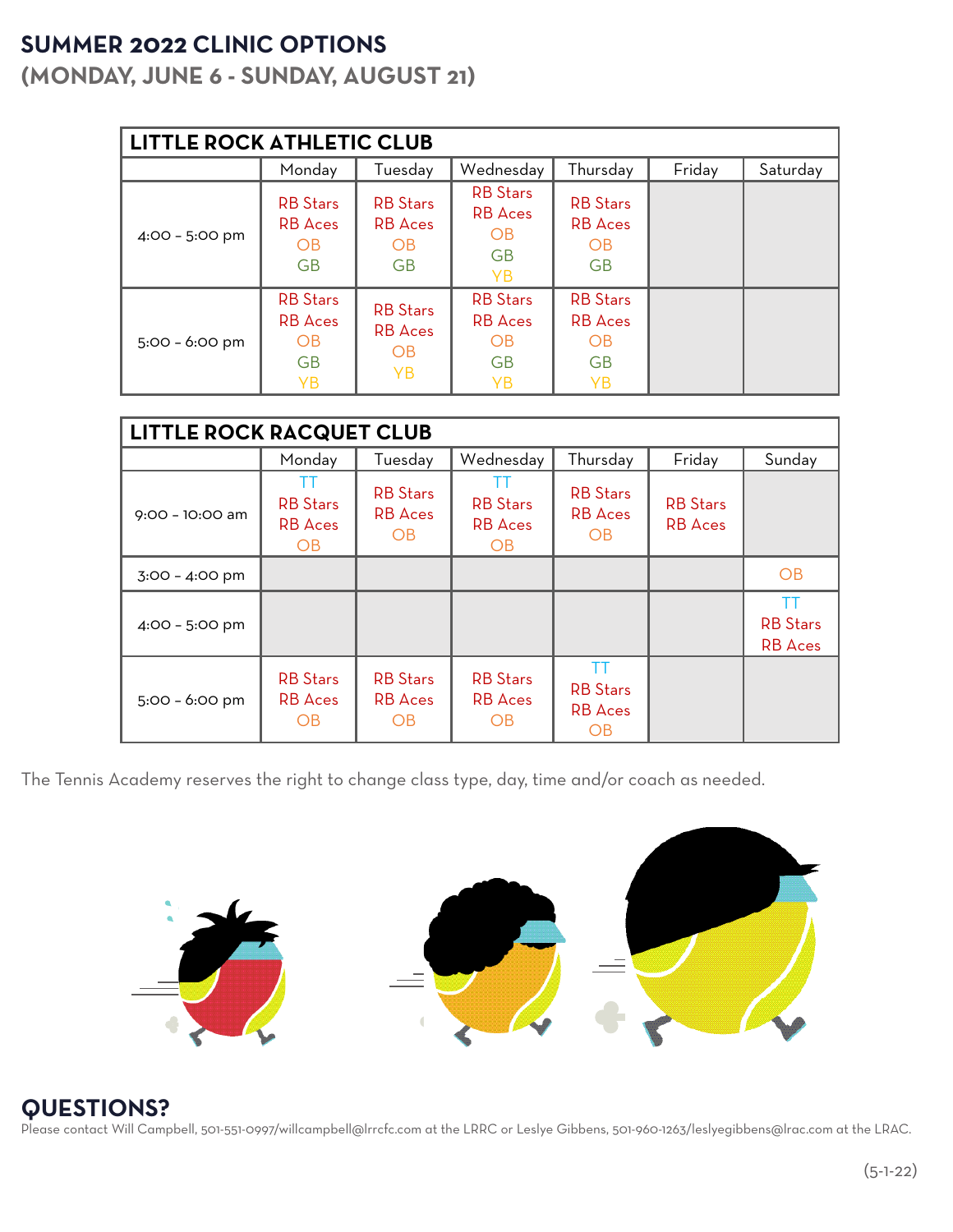# SUMMER 2022 CLINIC OPTIONS
## (MONDAY, JUNE 6 - SUNDAY, AUGUST 21)

| LITTLE ROCK ATHLETIC CLUB | | | | | | |
|---|---|---|---|---|---|---|
| | Monday | Tuesday | Wednesday | Thursday | Friday | Saturday |
| 4:00 – 5:00 pm | RB Stars<br>RB Aces<br>OB<br>GB | RB Stars<br>RB Aces<br>OB<br>GB | RB Stars<br>RB Aces<br>OB<br>GB<br>YB | RB Stars<br>RB Aces<br>OB<br>GB | | |
| 5:00 – 6:00 pm | RB Stars<br>RB Aces<br>OB<br>GB<br>YB | RB Stars<br>RB Aces<br>OB<br>YB | RB Stars<br>RB Aces<br>OB<br>GB<br>YB | RB Stars<br>RB Aces<br>OB<br>GB<br>YB | | |

| LITTLE ROCK RACQUET CLUB | | | | | | |
|---|---|---|---|---|---|---|
| | Monday | Tuesday | Wednesday | Thursday | Friday | Sunday |
| 9:00 – 10:00 am | TT<br>RB Stars<br>RB Aces<br>OB | RB Stars<br>RB Aces<br>OB | TT<br>RB Stars<br>RB Aces<br>OB | RB Stars<br>RB Aces<br>OB | RB Stars<br>RB Aces | |
| 3:00 – 4:00 pm | | | | | | OB |
| 4:00 – 5:00 pm | | | | | | TT<br>RB Stars<br>RB Aces |
| 5:00 – 6:00 pm | RB Stars<br>RB Aces<br>OB | RB Stars<br>RB Aces<br>OB | RB Stars<br>RB Aces<br>OB | TT<br>RB Stars<br>RB Aces<br>OB | | |

The Tennis Academy reserves the right to change class type, day, time and/or coach as needed.

## QUESTIONS?

Please contact Will Campbell, 501-551-0997/willcampbell@lrrcfc.com at the LRRC or Leslye Gibbens, 501-960-1263/leslyegibbens@lrac.com at the LRAC.

(5-1-22)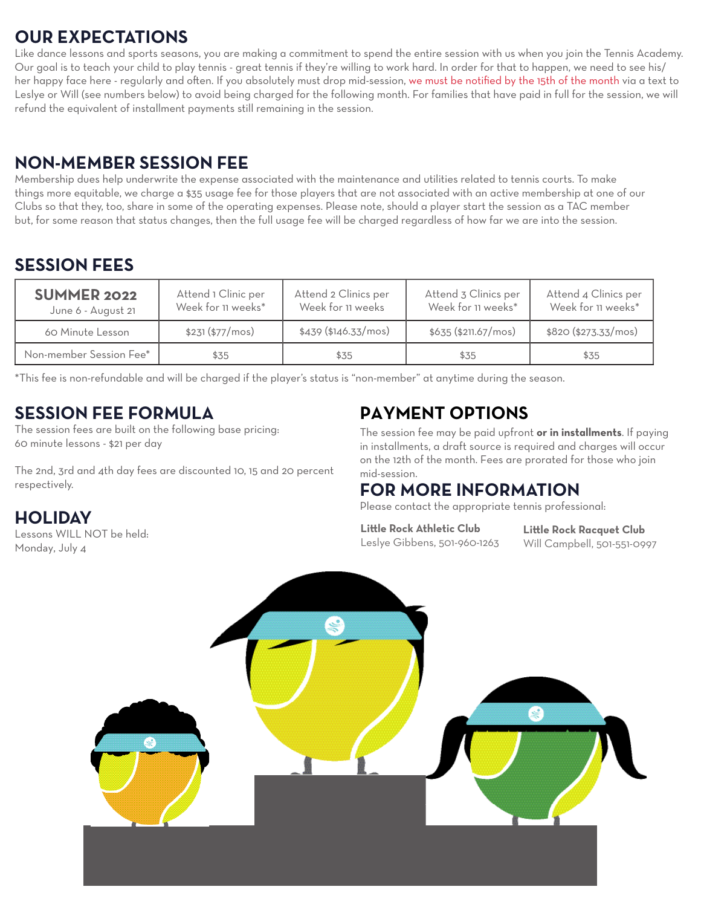## OUR EXPECTATIONS

Like dance lessons and sports seasons, you are making a commitment to spend the entire session with us when you join the Tennis Academy. Our goal is to teach your child to play tennis - great tennis if they're willing to work hard. In order for that to happen, we need to see his/her happy face here - regularly and often. If you absolutely must drop mid-session, we must be notified by the 15th of the month via a text to Leslye or Will (see numbers below) to avoid being charged for the following month. For families that have paid in full for the session, we will refund the equivalent of installment payments still remaining in the session.

## NON-MEMBER SESSION FEE

Membership dues help underwrite the expense associated with the maintenance and utilities related to tennis courts. To make things more equitable, we charge a $35 usage fee for those players that are not associated with an active membership at one of our Clubs so that they, too, share in some of the operating expenses. Please note, should a player start the session as a TAC member but, for some reason that status changes, then the full usage fee will be charged regardless of how far we are into the session.

## SESSION FEES

| **SUMMER 2022** June 6 - August 21 | Attend 1 Clinic per Week for 11 weeks* | Attend 2 Clinics per Week for 11 weeks | Attend 3 Clinics per Week for 11 weeks* | Attend 4 Clinics per Week for 11 weeks* |
|---|---|---|---|---|
| 60 Minute Lesson | $231 ($77/mos) | $439 ($146.33/mos) | $635 ($211.67/mos) | $820 ($273.33/mos) |
| Non-member Session Fee* | $35 | $35 | $35 | $35 |

*This fee is non-refundable and will be charged if the player's status is "non-member" at anytime during the season.

## SESSION FEE FORMULA

The session fees are built on the following base pricing:
60 minute lessons - $21 per day

The 2nd, 3rd and 4th day fees are discounted 10, 15 and 20 percent respectively.

## HOLIDAY

Lessons WILL NOT be held:
Monday, July 4

## PAYMENT OPTIONS

The session fee may be paid upfront **or in installments**. If paying in installments, a draft source is required and charges will occur on the 12th of the month. Fees are prorated for those who join mid-session.

## FOR MORE INFORMATION

Please contact the appropriate tennis professional:

**Little Rock Athletic Club**
Leslye Gibbens, 501-960-1263

**Little Rock Racquet Club**
Will Campbell, 501-551-0997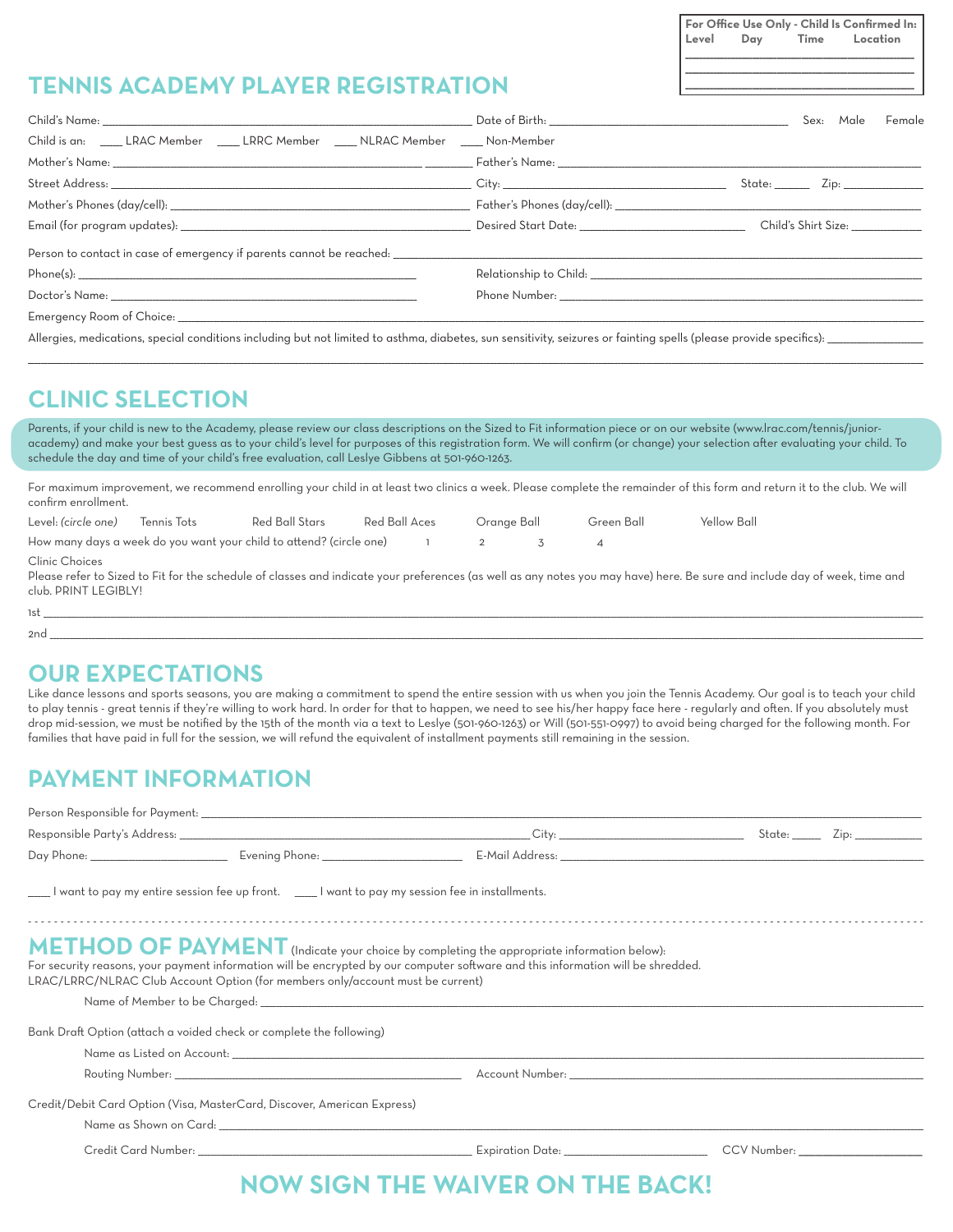**For Office Use Only - Child Is Confirmed In:**
**Level Day Time Location**
______________________________
______________________________
______________________________

# TENNIS ACADEMY PLAYER REGISTRATION

Child's Name: ______________________________ Date of Birth: ______________________ Sex: Male Female

Child is an: ____ LRAC Member ____ LRRC Member ____ NLRAC Member ____ Non-Member

Mother's Name: ______________________________ Father's Name: ______________________________

Street Address: ______________________________ City: ______________________ State: ______ Zip: ____________

Mother's Phones (day/cell): ______________________________ Father's Phones (day/cell): ______________________________

Email (for program updates): ______________________________ Desired Start Date: ______________________ Child's Shirt Size: ____________

Person to contact in case of emergency if parents cannot be reached: ______________________________

Phone(s): ______________________________ Relationship to Child: ______________________________

Doctor's Name: ______________________________ Phone Number: ______________________________

Emergency Room of Choice: ______________________________

Allergies, medications, special conditions including but not limited to asthma, diabetes, sun sensitivity, seizures or fainting spells (please provide specifics): ______________________________

______________________________

## CLINIC SELECTION

Parents, if your child is new to the Academy, please review our class descriptions on the Sized to Fit information piece or on our website (www.lrac.com/tennis/junior-academy) and make your best guess as to your child's level for purposes of this registration form. We will confirm (or change) your selection after evaluating your child. To schedule the day and time of your child's free evaluation, call Leslye Gibbens at 501-960-1263.

For maximum improvement, we recommend enrolling your child in at least two clinics a week. Please complete the remainder of this form and return it to the club. We will confirm enrollment.

Level: *(circle one)* Tennis Tots Red Ball Stars Red Ball Aces Orange Ball Green Ball Yellow Ball

How many days a week do you want your child to attend? (circle one) 1 2 3 4

Clinic Choices
Please refer to Sized to Fit for the schedule of classes and indicate your preferences (as well as any notes you may have) here. Be sure and include day of week, time and club. PRINT LEGIBLY!

1st ______________________________

2nd ______________________________

## OUR EXPECTATIONS

Like dance lessons and sports seasons, you are making a commitment to spend the entire session with us when you join the Tennis Academy. Our goal is to teach your child to play tennis - great tennis if they're willing to work hard. In order for that to happen, we need to see his/her happy face here - regularly and often. If you absolutely must drop mid-session, we must be notified by the 15th of the month via a text to Leslye (501-960-1263) or Will (501-551-0997) to avoid being charged for the following month. For families that have paid in full for the session, we will refund the equivalent of installment payments still remaining in the session.

## PAYMENT INFORMATION

Person Responsible for Payment: ______________________________

Responsible Party's Address: ______________________________ City: ______________________ State: _____ Zip: ___________

Day Phone: ______________________ Evening Phone: ______________________ E-Mail Address: ______________________________

____ I want to pay my entire session fee up front. ____ I want to pay my session fee in installments.

## METHOD OF PAYMENT (Indicate your choice by completing the appropriate information below):

For security reasons, your payment information will be encrypted by our computer software and this information will be shredded.

LRAC/LRRC/NLRAC Club Account Option (for members only/account must be current)

Name of Member to be Charged: ______________________________

Bank Draft Option (attach a voided check or complete the following)

Name as Listed on Account: ______________________________

Routing Number: ______________________________ Account Number: ______________________________

Credit/Debit Card Option (Visa, MasterCard, Discover, American Express)

Name as Shown on Card: ______________________________

Credit Card Number: ______________________________ Expiration Date: ______________________ CCV Number: ____________________

## NOW SIGN THE WAIVER ON THE BACK!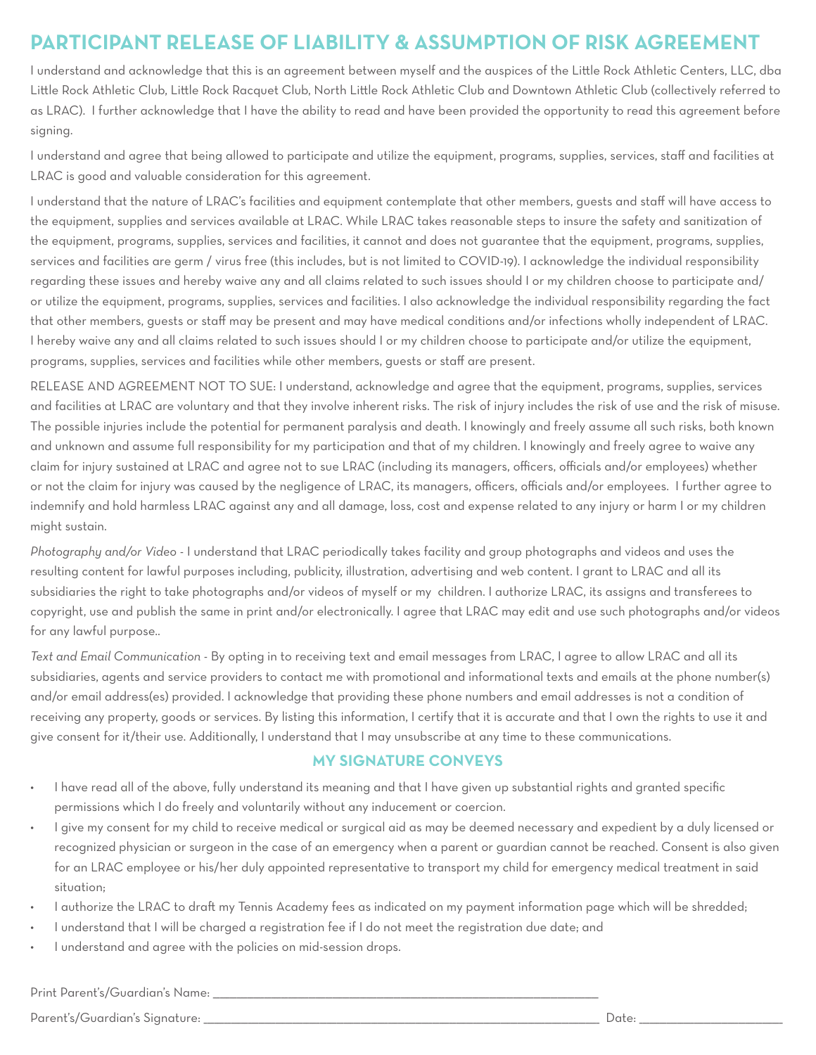# PARTICIPANT RELEASE OF LIABILITY & ASSUMPTION OF RISK AGREEMENT

I understand and acknowledge that this is an agreement between myself and the auspices of the Little Rock Athletic Centers, LLC, dba Little Rock Athletic Club, Little Rock Racquet Club, North Little Rock Athletic Club and Downtown Athletic Club (collectively referred to as LRAC). I further acknowledge that I have the ability to read and have been provided the opportunity to read this agreement before signing.

I understand and agree that being allowed to participate and utilize the equipment, programs, supplies, services, staff and facilities at LRAC is good and valuable consideration for this agreement.

I understand that the nature of LRAC's facilities and equipment contemplate that other members, guests and staff will have access to the equipment, supplies and services available at LRAC. While LRAC takes reasonable steps to insure the safety and sanitization of the equipment, programs, supplies, services and facilities, it cannot and does not guarantee that the equipment, programs, supplies, services and facilities are germ / virus free (this includes, but is not limited to COVID-19). I acknowledge the individual responsibility regarding these issues and hereby waive any and all claims related to such issues should I or my children choose to participate and/or utilize the equipment, programs, supplies, services and facilities. I also acknowledge the individual responsibility regarding the fact that other members, guests or staff may be present and may have medical conditions and/or infections wholly independent of LRAC. I hereby waive any and all claims related to such issues should I or my children choose to participate and/or utilize the equipment, programs, supplies, services and facilities while other members, guests or staff are present.

RELEASE AND AGREEMENT NOT TO SUE: I understand, acknowledge and agree that the equipment, programs, supplies, services and facilities at LRAC are voluntary and that they involve inherent risks. The risk of injury includes the risk of use and the risk of misuse. The possible injuries include the potential for permanent paralysis and death. I knowingly and freely assume all such risks, both known and unknown and assume full responsibility for my participation and that of my children. I knowingly and freely agree to waive any claim for injury sustained at LRAC and agree not to sue LRAC (including its managers, officers, officials and/or employees) whether or not the claim for injury was caused by the negligence of LRAC, its managers, officers, officials and/or employees. I further agree to indemnify and hold harmless LRAC against any and all damage, loss, cost and expense related to any injury or harm I or my children might sustain.

*Photography and/or Video* - I understand that LRAC periodically takes facility and group photographs and videos and uses the resulting content for lawful purposes including, publicity, illustration, advertising and web content. I grant to LRAC and all its subsidiaries the right to take photographs and/or videos of myself or my children. I authorize LRAC, its assigns and transferees to copyright, use and publish the same in print and/or electronically. I agree that LRAC may edit and use such photographs and/or videos for any lawful purpose..

*Text and Email Communication* - By opting in to receiving text and email messages from LRAC, I agree to allow LRAC and all its subsidiaries, agents and service providers to contact me with promotional and informational texts and emails at the phone number(s) and/or email address(es) provided. I acknowledge that providing these phone numbers and email addresses is not a condition of receiving any property, goods or services. By listing this information, I certify that it is accurate and that I own the rights to use it and give consent for it/their use. Additionally, I understand that I may unsubscribe at any time to these communications.

## MY SIGNATURE CONVEYS

- I have read all of the above, fully understand its meaning and that I have given up substantial rights and granted specific permissions which I do freely and voluntarily without any inducement or coercion.
- I give my consent for my child to receive medical or surgical aid as may be deemed necessary and expedient by a duly licensed or recognized physician or surgeon in the case of an emergency when a parent or guardian cannot be reached. Consent is also given for an LRAC employee or his/her duly appointed representative to transport my child for emergency medical treatment in said situation;
- I authorize the LRAC to draft my Tennis Academy fees as indicated on my payment information page which will be shredded;
- I understand that I will be charged a registration fee if I do not meet the registration due date; and
- I understand and agree with the policies on mid-session drops.

Print Parent's/Guardian's Name: ______________________________

Parent's/Guardian's Signature: ______________________________ Date: ______________